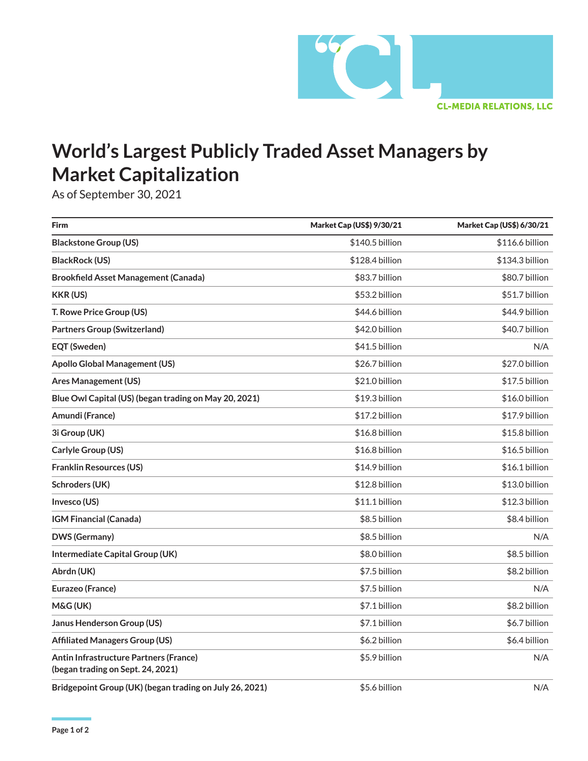CL-MEDIA RELATIONS, LLC

# World's Largest Publicly Traded Asset Managers by Market Capitalization

As of September 30, 2021

| Firm | Market Cap (US$) 9/30/21 | Market Cap (US$) 6/30/21 |
|---|---|---|
| **Blackstone Group (US)** | $140.5 billion | $116.6 billion |
| **BlackRock (US)** | $128.4 billion | $134.3 billion |
| **Brookfield Asset Management (Canada)** | $83.7 billion | $80.7 billion |
| **KKR (US)** | $53.2 billion | $51.7 billion |
| **T. Rowe Price Group (US)** | $44.6 billion | $44.9 billion |
| **Partners Group (Switzerland)** | $42.0 billion | $40.7 billion |
| **EQT (Sweden)** | $41.5 billion | N/A |
| **Apollo Global Management (US)** | $26.7 billion | $27.0 billion |
| **Ares Management (US)** | $21.0 billion | $17.5 billion |
| **Blue Owl Capital (US) (began trading on May 20, 2021)** | $19.3 billion | $16.0 billion |
| **Amundi (France)** | $17.2 billion | $17.9 billion |
| **3i Group (UK)** | $16.8 billion | $15.8 billion |
| **Carlyle Group (US)** | $16.8 billion | $16.5 billion |
| **Franklin Resources (US)** | $14.9 billion | $16.1 billion |
| **Schroders (UK)** | $12.8 billion | $13.0 billion |
| **Invesco (US)** | $11.1 billion | $12.3 billion |
| **IGM Financial (Canada)** | $8.5 billion | $8.4 billion |
| **DWS (Germany)** | $8.5 billion | N/A |
| **Intermediate Capital Group (UK)** | $8.0 billion | $8.5 billion |
| **Abrdn (UK)** | $7.5 billion | $8.2 billion |
| **Eurazeo (France)** | $7.5 billion | N/A |
| **M&G (UK)** | $7.1 billion | $8.2 billion |
| **Janus Henderson Group (US)** | $7.1 billion | $6.7 billion |
| **Affiliated Managers Group (US)** | $6.2 billion | $6.4 billion |
| **Antin Infrastructure Partners (France) (began trading on Sept. 24, 2021)** | $5.9 billion | N/A |
| **Bridgepoint Group (UK) (began trading on July 26, 2021)** | $5.6 billion | N/A |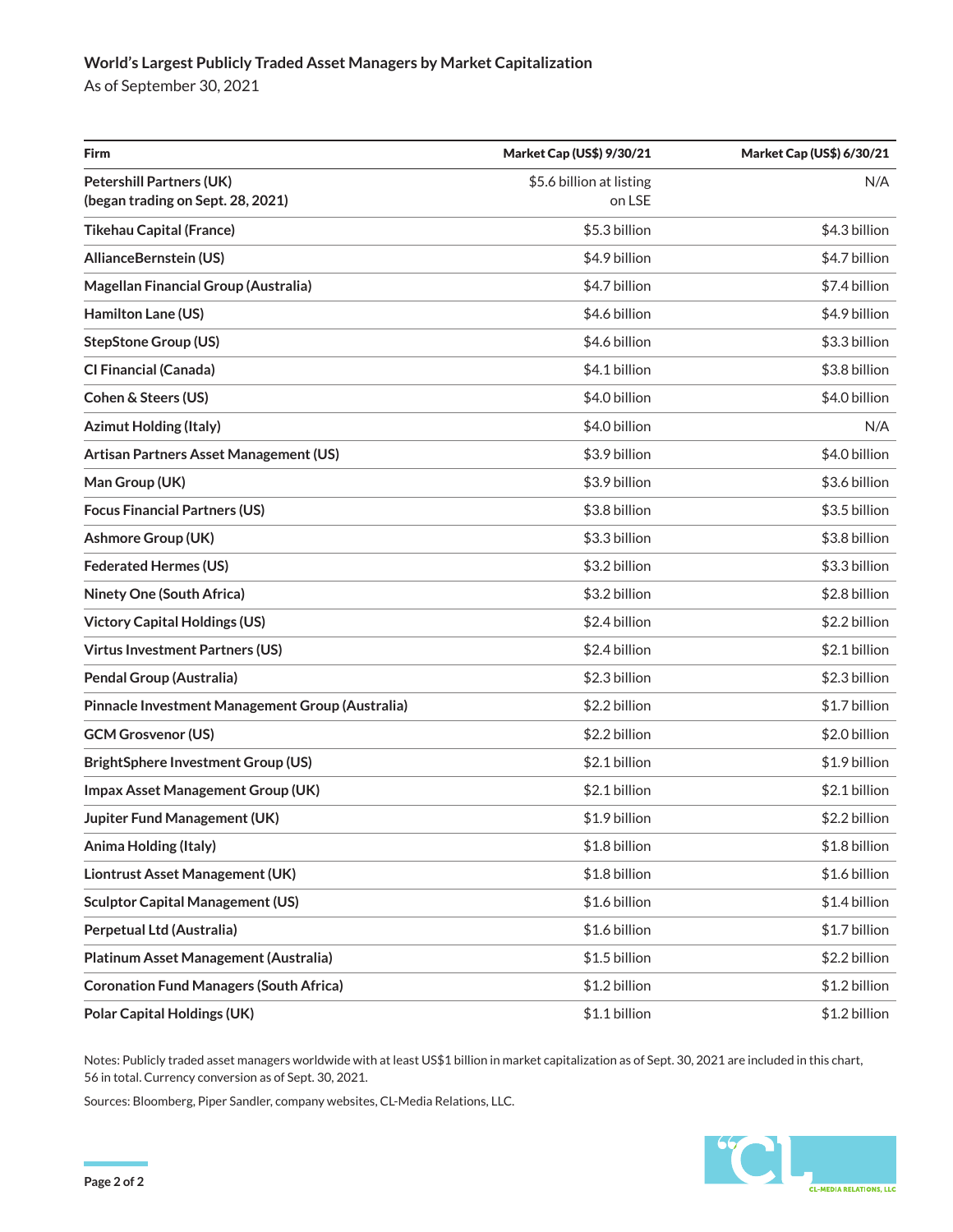**World's Largest Publicly Traded Asset Managers by Market Capitalization**

As of September 30, 2021

| Firm | Market Cap (US$) 9/30/21 | Market Cap (US$) 6/30/21 |
|---|---|---|
| **Petershill Partners (UK) (began trading on Sept. 28, 2021)** | $5.6 billion at listing on LSE | N/A |
| **Tikehau Capital (France)** | $5.3 billion | $4.3 billion |
| **AllianceBernstein (US)** | $4.9 billion | $4.7 billion |
| **Magellan Financial Group (Australia)** | $4.7 billion | $7.4 billion |
| **Hamilton Lane (US)** | $4.6 billion | $4.9 billion |
| **StepStone Group (US)** | $4.6 billion | $3.3 billion |
| **CI Financial (Canada)** | $4.1 billion | $3.8 billion |
| **Cohen & Steers (US)** | $4.0 billion | $4.0 billion |
| **Azimut Holding (Italy)** | $4.0 billion | N/A |
| **Artisan Partners Asset Management (US)** | $3.9 billion | $4.0 billion |
| **Man Group (UK)** | $3.9 billion | $3.6 billion |
| **Focus Financial Partners (US)** | $3.8 billion | $3.5 billion |
| **Ashmore Group (UK)** | $3.3 billion | $3.8 billion |
| **Federated Hermes (US)** | $3.2 billion | $3.3 billion |
| **Ninety One (South Africa)** | $3.2 billion | $2.8 billion |
| **Victory Capital Holdings (US)** | $2.4 billion | $2.2 billion |
| **Virtus Investment Partners (US)** | $2.4 billion | $2.1 billion |
| **Pendal Group (Australia)** | $2.3 billion | $2.3 billion |
| **Pinnacle Investment Management Group (Australia)** | $2.2 billion | $1.7 billion |
| **GCM Grosvenor (US)** | $2.2 billion | $2.0 billion |
| **BrightSphere Investment Group (US)** | $2.1 billion | $1.9 billion |
| **Impax Asset Management Group (UK)** | $2.1 billion | $2.1 billion |
| **Jupiter Fund Management (UK)** | $1.9 billion | $2.2 billion |
| **Anima Holding (Italy)** | $1.8 billion | $1.8 billion |
| **Liontrust Asset Management (UK)** | $1.8 billion | $1.6 billion |
| **Sculptor Capital Management (US)** | $1.6 billion | $1.4 billion |
| **Perpetual Ltd (Australia)** | $1.6 billion | $1.7 billion |
| **Platinum Asset Management (Australia)** | $1.5 billion | $2.2 billion |
| **Coronation Fund Managers (South Africa)** | $1.2 billion | $1.2 billion |
| **Polar Capital Holdings (UK)** | $1.1 billion | $1.2 billion |

Notes: Publicly traded asset managers worldwide with at least US$1 billion in market capitalization as of Sept. 30, 2021 are included in this chart, 56 in total. Currency conversion as of Sept. 30, 2021.

Sources: Bloomberg, Piper Sandler, company websites, CL-Media Relations, LLC.